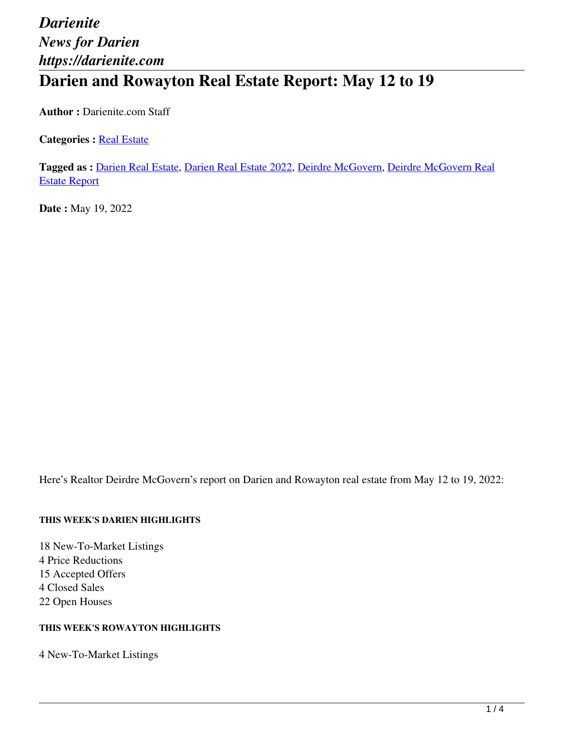*Darienite*
*News for Darien*
*https://darienite.com*

# Darien and Rowayton Real Estate Report: May 12 to 19

**Author :** Darienite.com Staff

**Categories :** Real Estate

**Tagged as :** Darien Real Estate, Darien Real Estate 2022, Deirdre McGovern, Deirdre McGovern Real Estate Report

**Date :** May 19, 2022

Here's Realtor Deirdre McGovern's report on Darien and Rowayton real estate from May 12 to 19, 2022:

#### THIS WEEK'S DARIEN HIGHLIGHTS

18 New-To-Market Listings
4 Price Reductions
15 Accepted Offers
4 Closed Sales
22 Open Houses

#### THIS WEEK'S ROWAYTON HIGHLIGHTS

4 New-To-Market Listings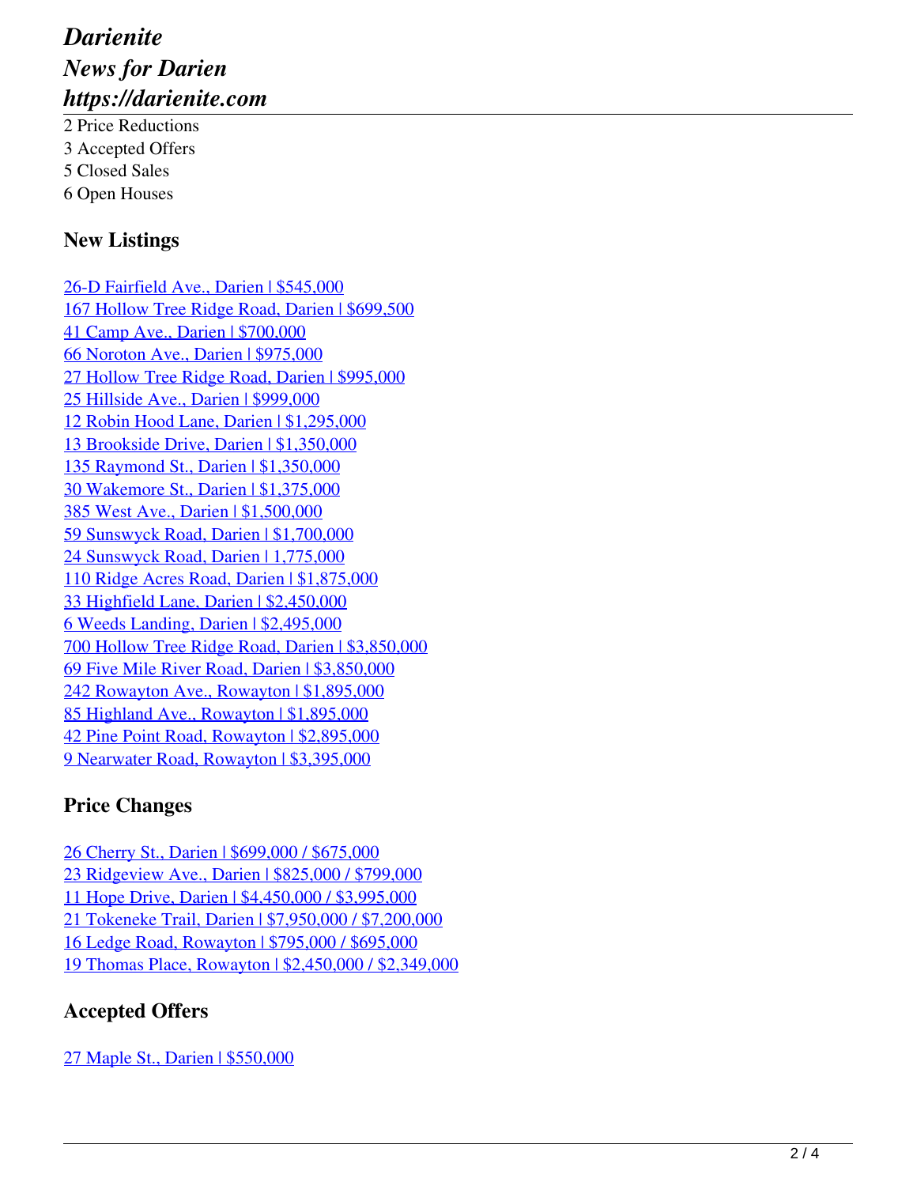2 Price Reductions
3 Accepted Offers
5 Closed Sales
6 Open Houses

### New Listings

26-D Fairfield Ave., Darien | $545,000
167 Hollow Tree Ridge Road, Darien | $699,500
41 Camp Ave., Darien | $700,000
66 Noroton Ave., Darien | $975,000
27 Hollow Tree Ridge Road, Darien | $995,000
25 Hillside Ave., Darien | $999,000
12 Robin Hood Lane, Darien | $1,295,000
13 Brookside Drive, Darien | $1,350,000
135 Raymond St., Darien | $1,350,000
30 Wakemore St., Darien | $1,375,000
385 West Ave., Darien | $1,500,000
59 Sunswyck Road, Darien | $1,700,000
24 Sunswyck Road, Darien | 1,775,000
110 Ridge Acres Road, Darien | $1,875,000
33 Highfield Lane, Darien | $2,450,000
6 Weeds Landing, Darien | $2,495,000
700 Hollow Tree Ridge Road, Darien | $3,850,000
69 Five Mile River Road, Darien | $3,850,000
242 Rowayton Ave., Rowayton | $1,895,000
85 Highland Ave., Rowayton | $1,895,000
42 Pine Point Road, Rowayton | $2,895,000
9 Nearwater Road, Rowayton | $3,395,000

### Price Changes

26 Cherry St., Darien | $699,000 / $675,000
23 Ridgeview Ave., Darien | $825,000 / $799,000
11 Hope Drive, Darien | $4,450,000 / $3,995,000
21 Tokeneke Trail, Darien | $7,950,000 / $7,200,000
16 Ledge Road, Rowayton | $795,000 / $695,000
19 Thomas Place, Rowayton | $2,450,000 / $2,349,000

### Accepted Offers

27 Maple St., Darien | $550,000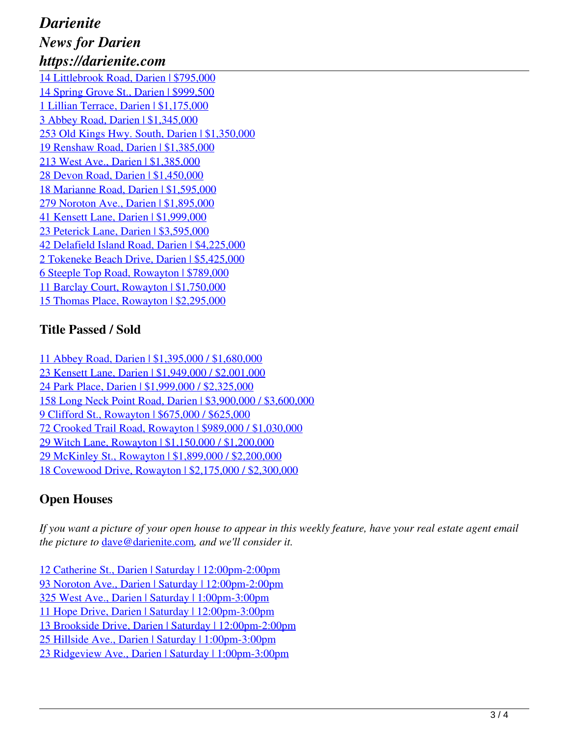14 Littlebrook Road, Darien | $795,000
14 Spring Grove St., Darien | $999,500
1 Lillian Terrace, Darien | $1,175,000
3 Abbey Road, Darien | $1,345,000
253 Old Kings Hwy. South, Darien | $1,350,000
19 Renshaw Road, Darien | $1,385,000
213 West Ave., Darien | $1,385,000
28 Devon Road, Darien | $1,450,000
18 Marianne Road, Darien | $1,595,000
279 Noroton Ave., Darien | $1,895,000
41 Kensett Lane, Darien | $1,999,000
23 Peterick Lane, Darien | $3,595,000
42 Delafield Island Road, Darien | $4,225,000
2 Tokeneke Beach Drive, Darien | $5,425,000
6 Steeple Top Road, Rowayton | $789,000
11 Barclay Court, Rowayton | $1,750,000
15 Thomas Place, Rowayton | $2,295,000

### Title Passed / Sold

11 Abbey Road, Darien | $1,395,000 / $1,680,000
23 Kensett Lane, Darien | $1,949,000 / $2,001,000
24 Park Place, Darien | $1,999,000 / $2,325,000
158 Long Neck Point Road, Darien | $3,900,000 / $3,600,000
9 Clifford St., Rowayton | $675,000 / $625,000
72 Crooked Trail Road, Rowayton | $989,000 / $1,030,000
29 Witch Lane, Rowayton | $1,150,000 / $1,200,000
29 McKinley St., Rowayton | $1,899,000 / $2,200,000
18 Covewood Drive, Rowayton | $2,175,000 / $2,300,000

### Open Houses

*If you want a picture of your open house to appear in this weekly feature, have your real estate agent email the picture to dave@darienite.com, and we'll consider it.*

12 Catherine St., Darien | Saturday | 12:00pm-2:00pm
93 Noroton Ave., Darien | Saturday | 12:00pm-2:00pm
325 West Ave., Darien | Saturday | 1:00pm-3:00pm
11 Hope Drive, Darien | Saturday | 12:00pm-3:00pm
13 Brookside Drive, Darien | Saturday | 12:00pm-2:00pm
25 Hillside Ave., Darien | Saturday | 1:00pm-3:00pm
23 Ridgeview Ave., Darien | Saturday | 1:00pm-3:00pm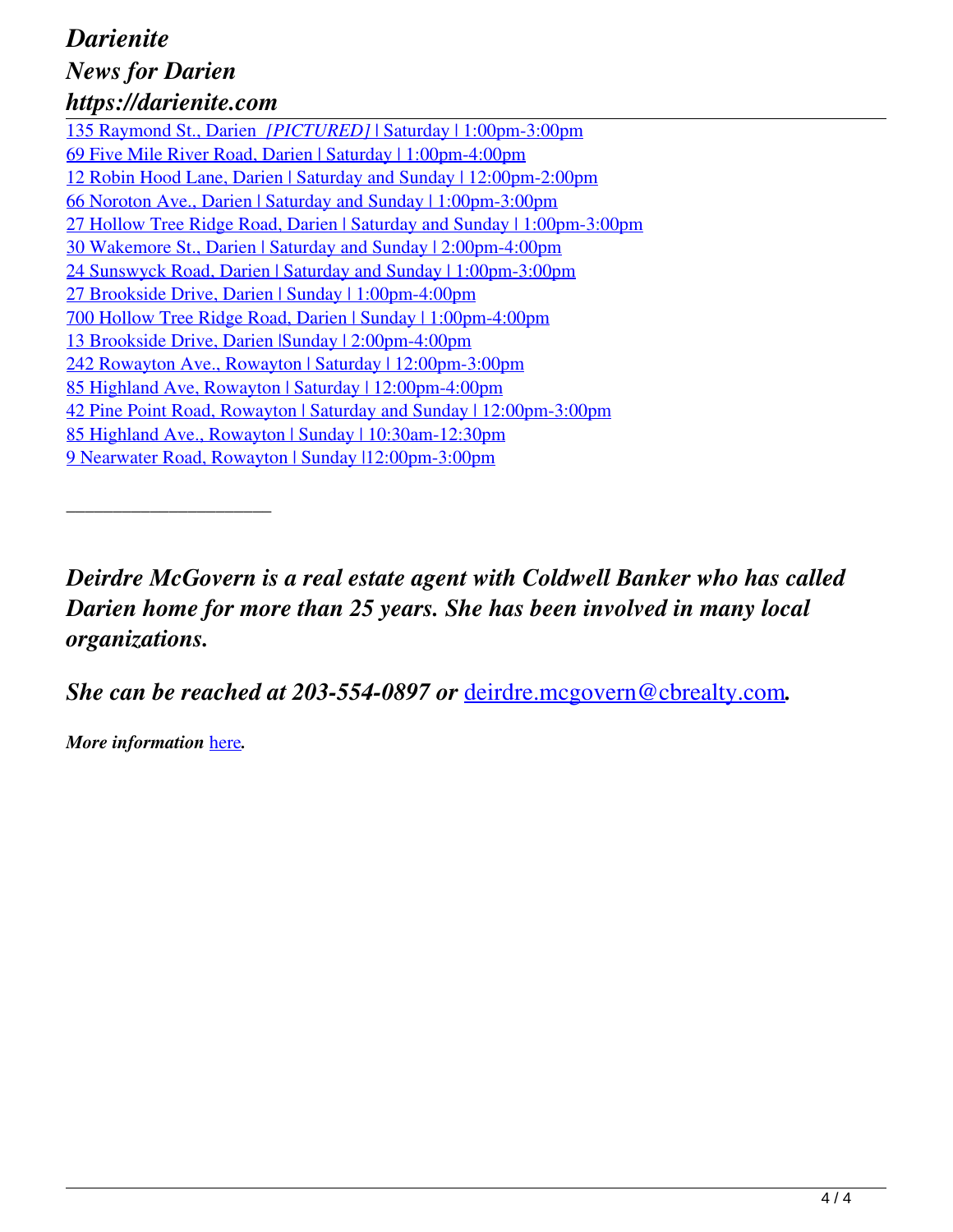135 Raymond St., Darien *[PICTURED]* | Saturday | 1:00pm-3:00pm
69 Five Mile River Road, Darien | Saturday | 1:00pm-4:00pm
12 Robin Hood Lane, Darien | Saturday and Sunday | 12:00pm-2:00pm
66 Noroton Ave., Darien | Saturday and Sunday | 1:00pm-3:00pm
27 Hollow Tree Ridge Road, Darien | Saturday and Sunday | 1:00pm-3:00pm
30 Wakemore St., Darien | Saturday and Sunday | 2:00pm-4:00pm
24 Sunswyck Road, Darien | Saturday and Sunday | 1:00pm-3:00pm
27 Brookside Drive, Darien | Sunday | 1:00pm-4:00pm
700 Hollow Tree Ridge Road, Darien | Sunday | 1:00pm-4:00pm
13 Brookside Drive, Darien |Sunday | 2:00pm-4:00pm
242 Rowayton Ave., Rowayton | Saturday | 12:00pm-3:00pm
85 Highland Ave, Rowayton | Saturday | 12:00pm-4:00pm
42 Pine Point Road, Rowayton | Saturday and Sunday | 12:00pm-3:00pm
85 Highland Ave., Rowayton | Sunday | 10:30am-12:30pm
9 Nearwater Road, Rowayton | Sunday |12:00pm-3:00pm

———————————

***Deirdre McGovern is a real estate agent with Coldwell Banker who has called Darien home for more than 25 years. She has been involved in many local organizations.***

***She can be reached at 203-554-0897 or*** deirdre.mcgovern@cbrealty.com***.***

***More information*** here***.***